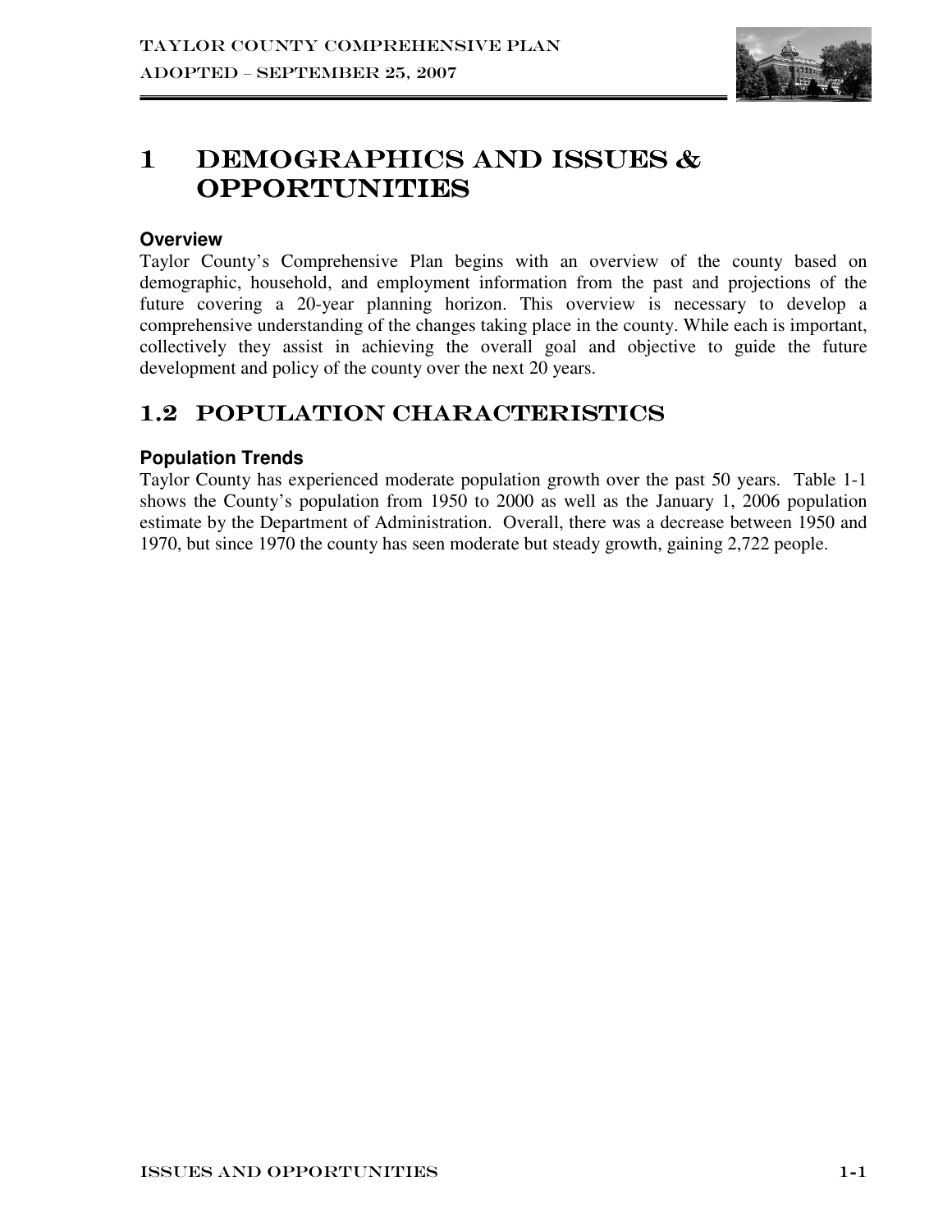# 1 DEMOGRAPHICS AND ISSUES & OPPORTUNITIES

### Overview

Taylor County's Comprehensive Plan begins with an overview of the county based on demographic, household, and employment information from the past and projections of the future covering a 20-year planning horizon. This overview is necessary to develop a comprehensive understanding of the changes taking place in the county. While each is important, collectively they assist in achieving the overall goal and objective to guide the future development and policy of the county over the next 20 years.

## 1.2 POPULATION CHARACTERISTICS

### Population Trends

Taylor County has experienced moderate population growth over the past 50 years. Table 1-1 shows the County's population from 1950 to 2000 as well as the January 1, 2006 population estimate by the Department of Administration. Overall, there was a decrease between 1950 and 1970, but since 1970 the county has seen moderate but steady growth, gaining 2,722 people.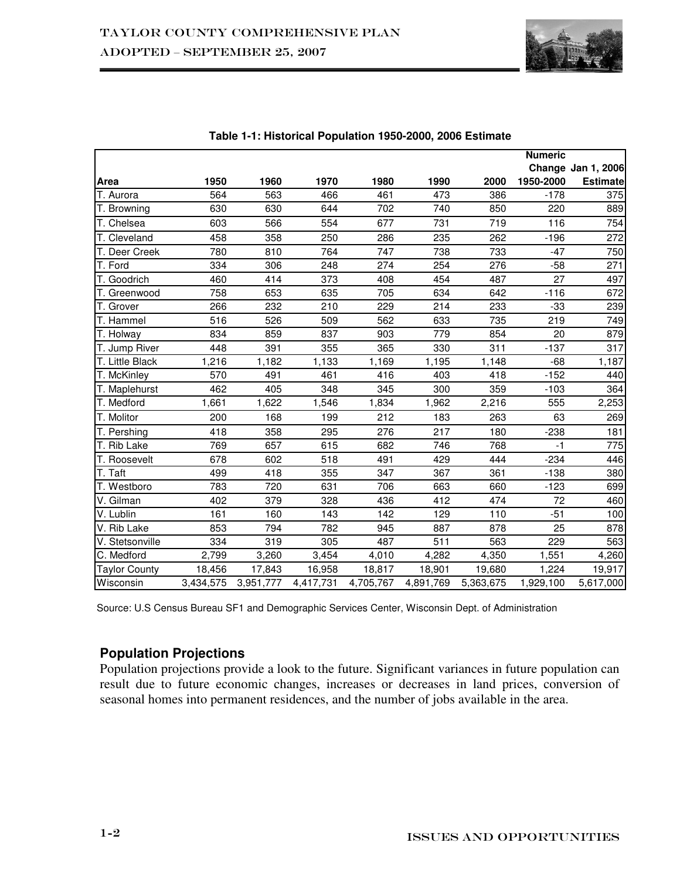**Table 1-1: Historical Population 1950-2000, 2006 Estimate**

| Area | 1950 | 1960 | 1970 | 1980 | 1990 | 2000 | Numeric Change 1950-2000 | Jan 1, 2006 Estimate |
|---|---|---|---|---|---|---|---|---|
| T. Aurora | 564 | 563 | 466 | 461 | 473 | 386 | -178 | 375 |
| T. Browning | 630 | 630 | 644 | 702 | 740 | 850 | 220 | 889 |
| T. Chelsea | 603 | 566 | 554 | 677 | 731 | 719 | 116 | 754 |
| T. Cleveland | 458 | 358 | 250 | 286 | 235 | 262 | -196 | 272 |
| T. Deer Creek | 780 | 810 | 764 | 747 | 738 | 733 | -47 | 750 |
| T. Ford | 334 | 306 | 248 | 274 | 254 | 276 | -58 | 271 |
| T. Goodrich | 460 | 414 | 373 | 408 | 454 | 487 | 27 | 497 |
| T. Greenwood | 758 | 653 | 635 | 705 | 634 | 642 | -116 | 672 |
| T. Grover | 266 | 232 | 210 | 229 | 214 | 233 | -33 | 239 |
| T. Hammel | 516 | 526 | 509 | 562 | 633 | 735 | 219 | 749 |
| T. Holway | 834 | 859 | 837 | 903 | 779 | 854 | 20 | 879 |
| T. Jump River | 448 | 391 | 355 | 365 | 330 | 311 | -137 | 317 |
| T. Little Black | 1,216 | 1,182 | 1,133 | 1,169 | 1,195 | 1,148 | -68 | 1,187 |
| T. McKinley | 570 | 491 | 461 | 416 | 403 | 418 | -152 | 440 |
| T. Maplehurst | 462 | 405 | 348 | 345 | 300 | 359 | -103 | 364 |
| T. Medford | 1,661 | 1,622 | 1,546 | 1,834 | 1,962 | 2,216 | 555 | 2,253 |
| T. Molitor | 200 | 168 | 199 | 212 | 183 | 263 | 63 | 269 |
| T. Pershing | 418 | 358 | 295 | 276 | 217 | 180 | -238 | 181 |
| T. Rib Lake | 769 | 657 | 615 | 682 | 746 | 768 | -1 | 775 |
| T. Roosevelt | 678 | 602 | 518 | 491 | 429 | 444 | -234 | 446 |
| T. Taft | 499 | 418 | 355 | 347 | 367 | 361 | -138 | 380 |
| T. Westboro | 783 | 720 | 631 | 706 | 663 | 660 | -123 | 699 |
| V. Gilman | 402 | 379 | 328 | 436 | 412 | 474 | 72 | 460 |
| V. Lublin | 161 | 160 | 143 | 142 | 129 | 110 | -51 | 100 |
| V. Rib Lake | 853 | 794 | 782 | 945 | 887 | 878 | 25 | 878 |
| V. Stetsonville | 334 | 319 | 305 | 487 | 511 | 563 | 229 | 563 |
| C. Medford | 2,799 | 3,260 | 3,454 | 4,010 | 4,282 | 4,350 | 1,551 | 4,260 |
| Taylor County | 18,456 | 17,843 | 16,958 | 18,817 | 18,901 | 19,680 | 1,224 | 19,917 |
| Wisconsin | 3,434,575 | 3,951,777 | 4,417,731 | 4,705,767 | 4,891,769 | 5,363,675 | 1,929,100 | 5,617,000 |

Source: U.S Census Bureau SF1 and Demographic Services Center, Wisconsin Dept. of Administration

## Population Projections

Population projections provide a look to the future. Significant variances in future population can result due to future economic changes, increases or decreases in land prices, conversion of seasonal homes into permanent residences, and the number of jobs available in the area.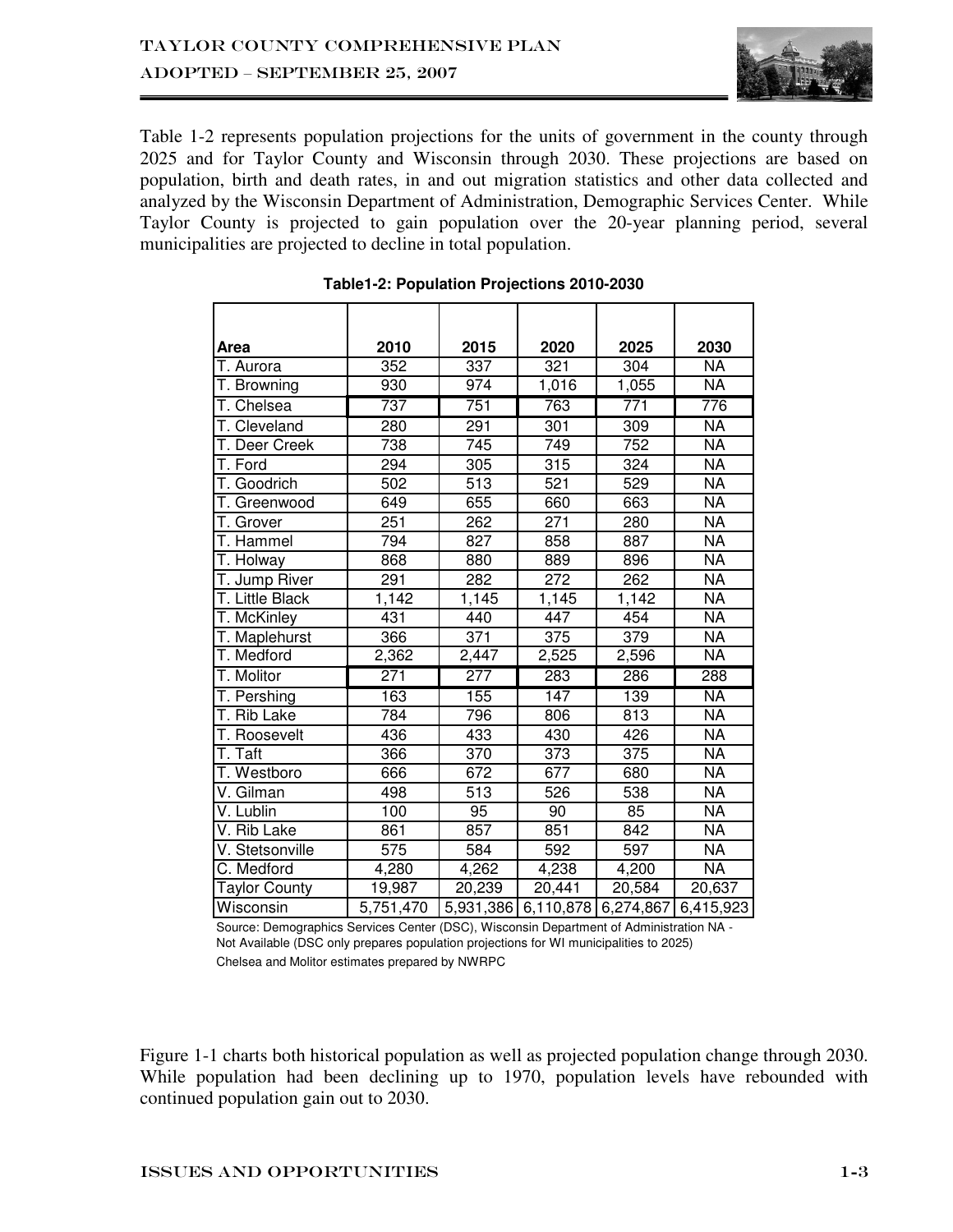Table 1-2 represents population projections for the units of government in the county through 2025 and for Taylor County and Wisconsin through 2030. These projections are based on population, birth and death rates, in and out migration statistics and other data collected and analyzed by the Wisconsin Department of Administration, Demographic Services Center. While Taylor County is projected to gain population over the 20-year planning period, several municipalities are projected to decline in total population.

**Table1-2: Population Projections 2010-2030**

| Area | 2010 | 2015 | 2020 | 2025 | 2030 |
|---|---|---|---|---|---|
| T. Aurora | 352 | 337 | 321 | 304 | NA |
| T. Browning | 930 | 974 | 1,016 | 1,055 | NA |
| T. Chelsea | 737 | 751 | 763 | 771 | 776 |
| T. Cleveland | 280 | 291 | 301 | 309 | NA |
| T. Deer Creek | 738 | 745 | 749 | 752 | NA |
| T. Ford | 294 | 305 | 315 | 324 | NA |
| T. Goodrich | 502 | 513 | 521 | 529 | NA |
| T. Greenwood | 649 | 655 | 660 | 663 | NA |
| T. Grover | 251 | 262 | 271 | 280 | NA |
| T. Hammel | 794 | 827 | 858 | 887 | NA |
| T. Holway | 868 | 880 | 889 | 896 | NA |
| T. Jump River | 291 | 282 | 272 | 262 | NA |
| T. Little Black | 1,142 | 1,145 | 1,145 | 1,142 | NA |
| T. McKinley | 431 | 440 | 447 | 454 | NA |
| T. Maplehurst | 366 | 371 | 375 | 379 | NA |
| T. Medford | 2,362 | 2,447 | 2,525 | 2,596 | NA |
| T. Molitor | 271 | 277 | 283 | 286 | 288 |
| T. Pershing | 163 | 155 | 147 | 139 | NA |
| T. Rib Lake | 784 | 796 | 806 | 813 | NA |
| T. Roosevelt | 436 | 433 | 430 | 426 | NA |
| T. Taft | 366 | 370 | 373 | 375 | NA |
| T. Westboro | 666 | 672 | 677 | 680 | NA |
| V. Gilman | 498 | 513 | 526 | 538 | NA |
| V. Lublin | 100 | 95 | 90 | 85 | NA |
| V. Rib Lake | 861 | 857 | 851 | 842 | NA |
| V. Stetsonville | 575 | 584 | 592 | 597 | NA |
| C. Medford | 4,280 | 4,262 | 4,238 | 4,200 | NA |
| Taylor County | 19,987 | 20,239 | 20,441 | 20,584 | 20,637 |
| Wisconsin | 5,751,470 | 5,931,386 | 6,110,878 | 6,274,867 | 6,415,923 |

Source: Demographics Services Center (DSC), Wisconsin Department of Administration NA - Not Available (DSC only prepares population projections for WI municipalities to 2025)
Chelsea and Molitor estimates prepared by NWRPC

Figure 1-1 charts both historical population as well as projected population change through 2030. While population had been declining up to 1970, population levels have rebounded with continued population gain out to 2030.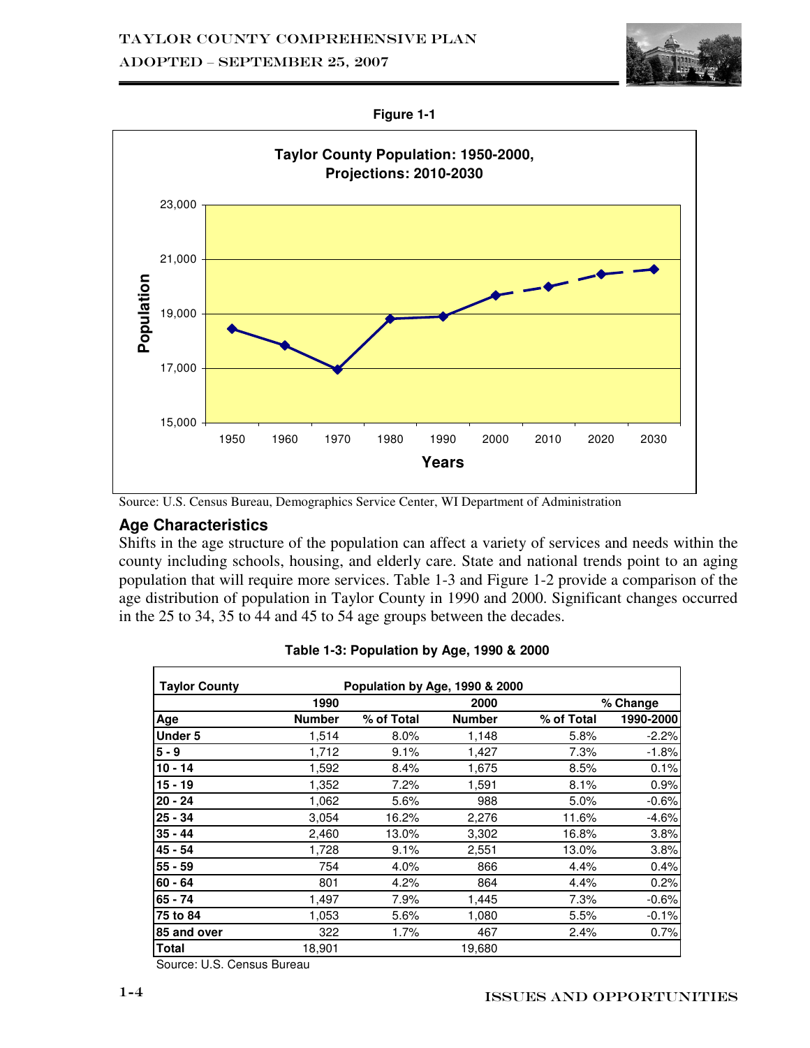Figure 1-1

**Taylor County Population: 1950-2000, Projections: 2010-2030**

Source: U.S. Census Bureau, Demographics Service Center, WI Department of Administration

## Age Characteristics

Shifts in the age structure of the population can affect a variety of services and needs within the county including schools, housing, and elderly care. State and national trends point to an aging population that will require more services. Table 1-3 and Figure 1-2 provide a comparison of the age distribution of population in Taylor County in 1990 and 2000. Significant changes occurred in the 25 to 34, 35 to 44 and 45 to 54 age groups between the decades.

**Table 1-3: Population by Age, 1990 & 2000**

| Taylor County | Population by Age, 1990 & 2000 | | | | |
|---|---|---|---|---|---|
| | 1990 | | 2000 | | % Change |
| Age | Number | % of Total | Number | % of Total | 1990-2000 |
| Under 5 | 1,514 | 8.0% | 1,148 | 5.8% | -2.2% |
| 5 - 9 | 1,712 | 9.1% | 1,427 | 7.3% | -1.8% |
| 10 - 14 | 1,592 | 8.4% | 1,675 | 8.5% | 0.1% |
| 15 - 19 | 1,352 | 7.2% | 1,591 | 8.1% | 0.9% |
| 20 - 24 | 1,062 | 5.6% | 988 | 5.0% | -0.6% |
| 25 - 34 | 3,054 | 16.2% | 2,276 | 11.6% | -4.6% |
| 35 - 44 | 2,460 | 13.0% | 3,302 | 16.8% | 3.8% |
| 45 - 54 | 1,728 | 9.1% | 2,551 | 13.0% | 3.8% |
| 55 - 59 | 754 | 4.0% | 866 | 4.4% | 0.4% |
| 60 - 64 | 801 | 4.2% | 864 | 4.4% | 0.2% |
| 65 - 74 | 1,497 | 7.9% | 1,445 | 7.3% | -0.6% |
| 75 to 84 | 1,053 | 5.6% | 1,080 | 5.5% | -0.1% |
| 85 and over | 322 | 1.7% | 467 | 2.4% | 0.7% |
| Total | 18,901 | | 19,680 | | |

Source: U.S. Census Bureau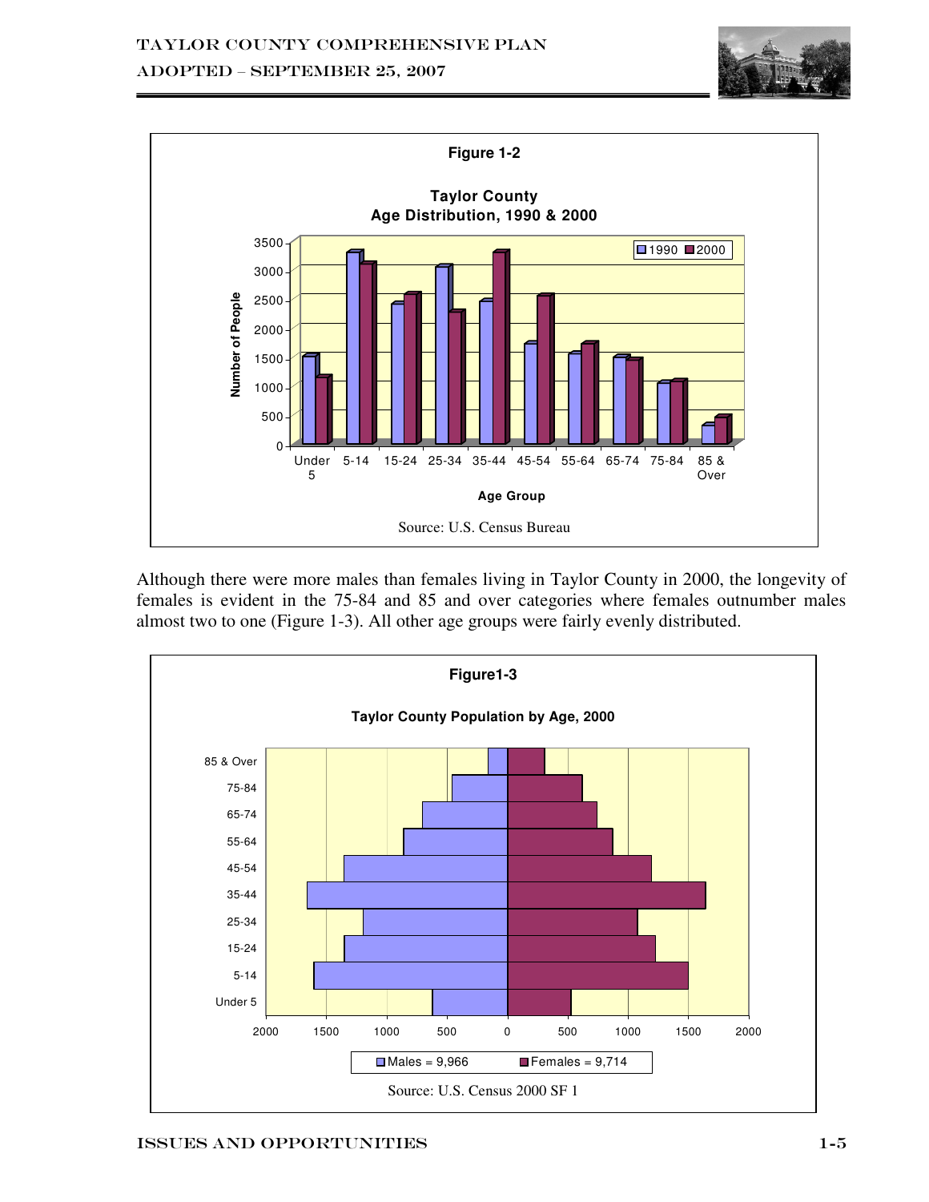**Figure 1-2**

**Taylor County**
**Age Distribution, 1990 & 2000**

Source: U.S. Census Bureau

Although there were more males than females living in Taylor County in 2000, the longevity of females is evident in the 75-84 and 85 and over categories where females outnumber males almost two to one (Figure 1-3). All other age groups were fairly evenly distributed.

**Figure1-3**

**Taylor County Population by Age, 2000**

Males = 9,966 | Females = 9,714

Source: U.S. Census 2000 SF 1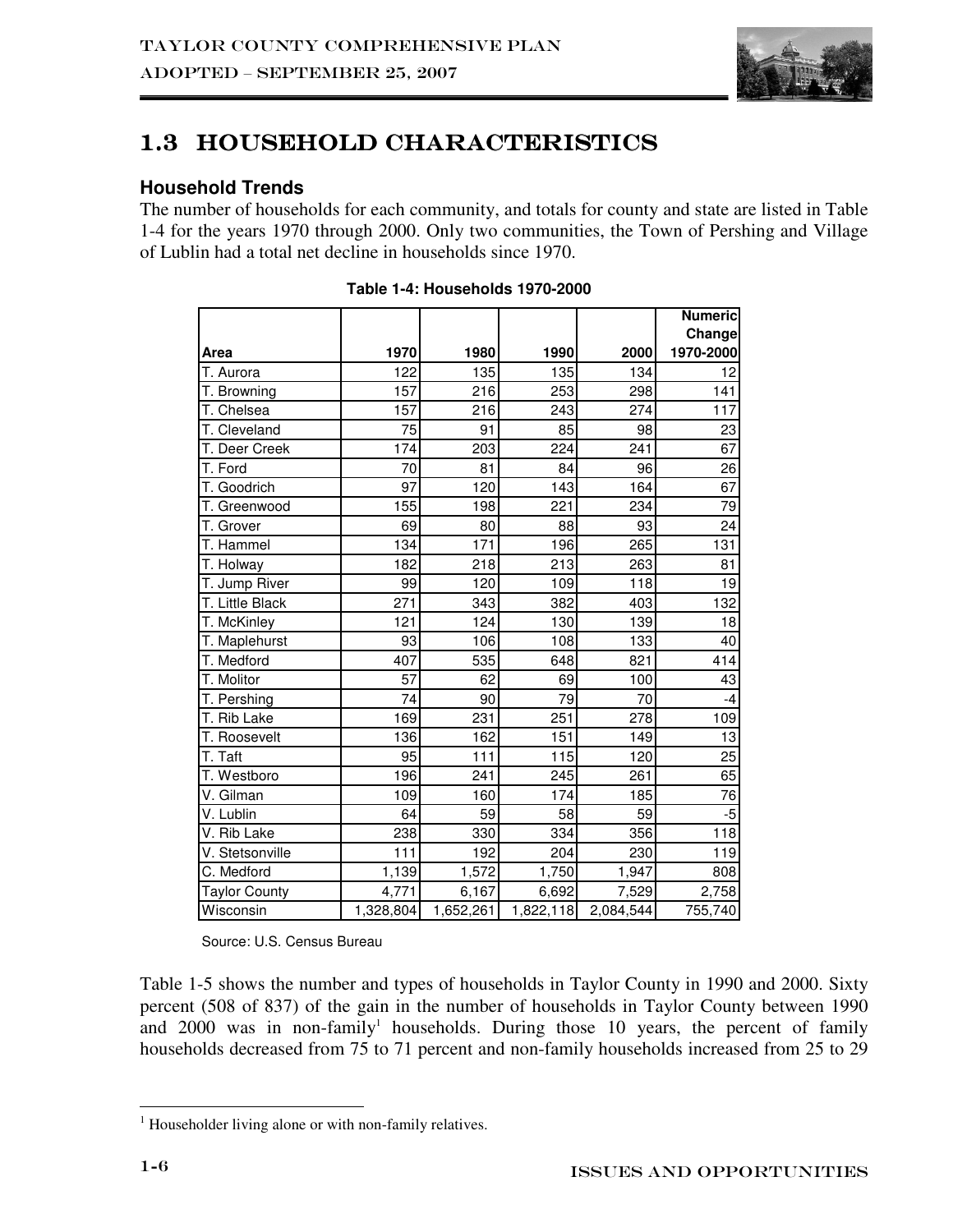## 1.3 HOUSEHOLD CHARACTERISTICS

### Household Trends

The number of households for each community, and totals for county and state are listed in Table 1-4 for the years 1970 through 2000. Only two communities, the Town of Pershing and Village of Lublin had a total net decline in households since 1970.

**Table 1-4: Households 1970-2000**

| Area | 1970 | 1980 | 1990 | 2000 | Numeric Change 1970-2000 |
|---|---|---|---|---|---|
| T. Aurora | 122 | 135 | 135 | 134 | 12 |
| T. Browning | 157 | 216 | 253 | 298 | 141 |
| T. Chelsea | 157 | 216 | 243 | 274 | 117 |
| T. Cleveland | 75 | 91 | 85 | 98 | 23 |
| T. Deer Creek | 174 | 203 | 224 | 241 | 67 |
| T. Ford | 70 | 81 | 84 | 96 | 26 |
| T. Goodrich | 97 | 120 | 143 | 164 | 67 |
| T. Greenwood | 155 | 198 | 221 | 234 | 79 |
| T. Grover | 69 | 80 | 88 | 93 | 24 |
| T. Hammel | 134 | 171 | 196 | 265 | 131 |
| T. Holway | 182 | 218 | 213 | 263 | 81 |
| T. Jump River | 99 | 120 | 109 | 118 | 19 |
| T. Little Black | 271 | 343 | 382 | 403 | 132 |
| T. McKinley | 121 | 124 | 130 | 139 | 18 |
| T. Maplehurst | 93 | 106 | 108 | 133 | 40 |
| T. Medford | 407 | 535 | 648 | 821 | 414 |
| T. Molitor | 57 | 62 | 69 | 100 | 43 |
| T. Pershing | 74 | 90 | 79 | 70 | -4 |
| T. Rib Lake | 169 | 231 | 251 | 278 | 109 |
| T. Roosevelt | 136 | 162 | 151 | 149 | 13 |
| T. Taft | 95 | 111 | 115 | 120 | 25 |
| T. Westboro | 196 | 241 | 245 | 261 | 65 |
| V. Gilman | 109 | 160 | 174 | 185 | 76 |
| V. Lublin | 64 | 59 | 58 | 59 | -5 |
| V. Rib Lake | 238 | 330 | 334 | 356 | 118 |
| V. Stetsonville | 111 | 192 | 204 | 230 | 119 |
| C. Medford | 1,139 | 1,572 | 1,750 | 1,947 | 808 |
| Taylor County | 4,771 | 6,167 | 6,692 | 7,529 | 2,758 |
| Wisconsin | 1,328,804 | 1,652,261 | 1,822,118 | 2,084,544 | 755,740 |

Source: U.S. Census Bureau

Table 1-5 shows the number and types of households in Taylor County in 1990 and 2000. Sixty percent (508 of 837) of the gain in the number of households in Taylor County between 1990 and 2000 was in non-family[1] households. During those 10 years, the percent of family households decreased from 75 to 71 percent and non-family households increased from 25 to 29

[1] Householder living alone or with non-family relatives.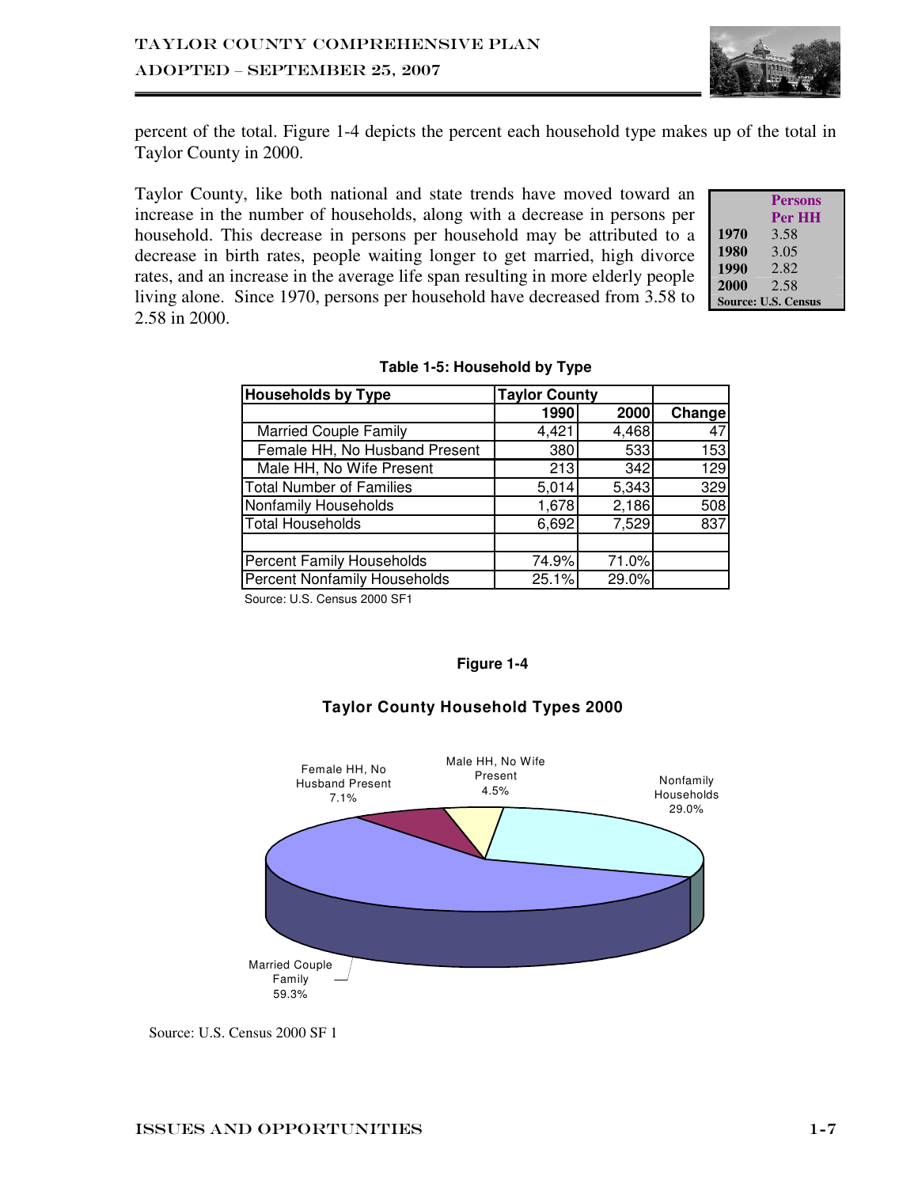percent of the total. Figure 1-4 depicts the percent each household type makes up of the total in Taylor County in 2000.

Taylor County, like both national and state trends have moved toward an increase in the number of households, along with a decrease in persons per household. This decrease in persons per household may be attributed to a decrease in birth rates, people waiting longer to get married, high divorce rates, and an increase in the average life span resulting in more elderly people living alone. Since 1970, persons per household have decreased from 3.58 to 2.58 in 2000.

| | Persons Per HH |
|---|---|
| **1970** | 3.58 |
| **1980** | 3.05 |
| **1990** | 2.82 |
| **2000** | 2.58 |

**Source: U.S. Census**

**Table 1-5: Household by Type**

| Households by Type | Taylor County | | |
|---|---|---|---|
| | 1990 | 2000 | Change |
| Married Couple Family | 4,421 | 4,468 | 47 |
| Female HH, No Husband Present | 380 | 533 | 153 |
| Male HH, No Wife Present | 213 | 342 | 129 |
| Total Number of Families | 5,014 | 5,343 | 329 |
| Nonfamily Households | 1,678 | 2,186 | 508 |
| Total Households | 6,692 | 7,529 | 837 |
| | | | |
| Percent Family Households | 74.9% | 71.0% | |
| Percent Nonfamily Households | 25.1% | 29.0% | |

Source: U.S. Census 2000 SF1

**Figure 1-4**

**Taylor County Household Types 2000**

Female HH, No Husband Present 7.1%; Male HH, No Wife Present 4.5%; Nonfamily Households 29.0%; Married Couple Family 59.3%

Source: U.S. Census 2000 SF 1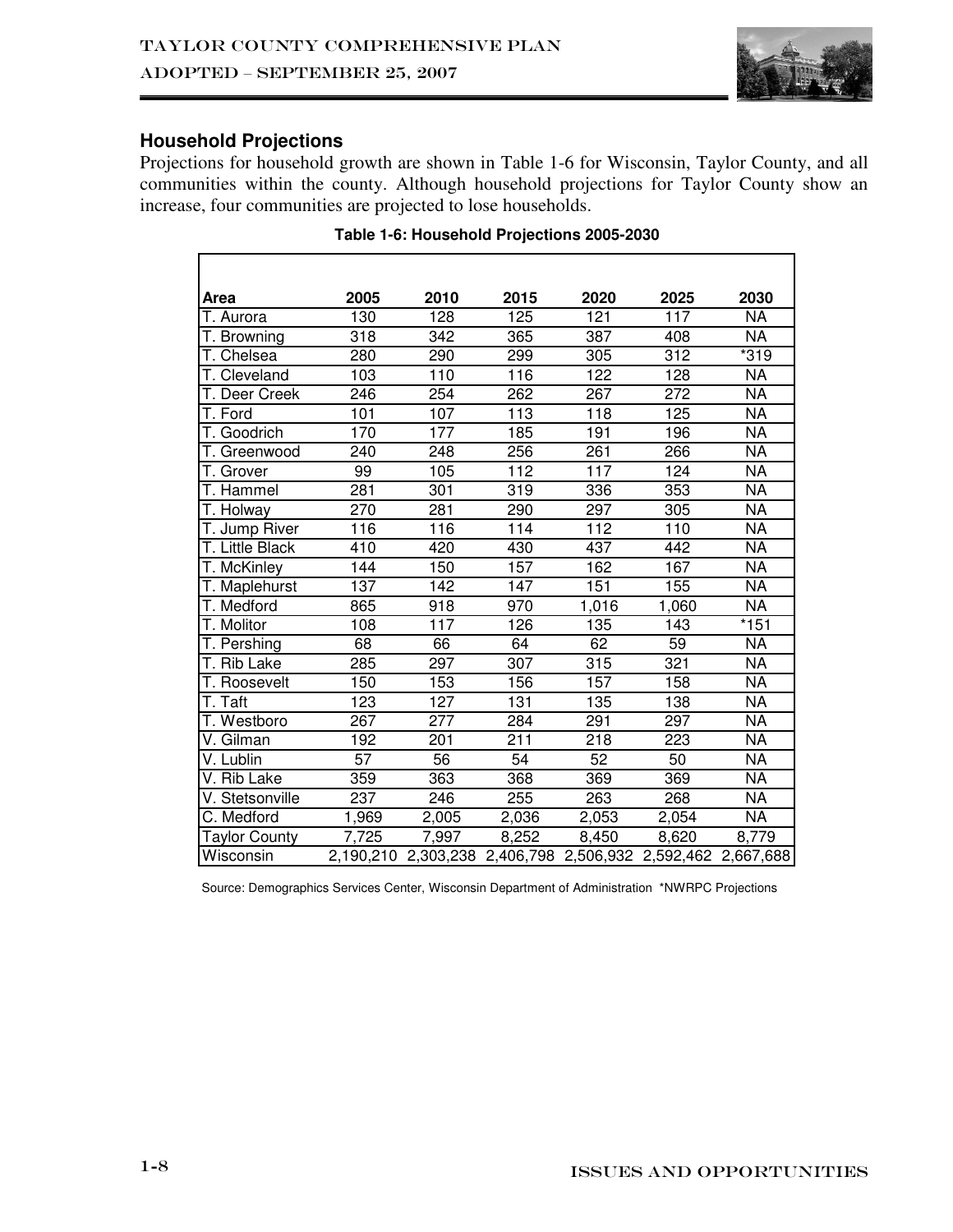## Household Projections

Projections for household growth are shown in Table 1-6 for Wisconsin, Taylor County, and all communities within the county. Although household projections for Taylor County show an increase, four communities are projected to lose households.

**Table 1-6: Household Projections 2005-2030**

| Area | 2005 | 2010 | 2015 | 2020 | 2025 | 2030 |
|---|---|---|---|---|---|---|
| T. Aurora | 130 | 128 | 125 | 121 | 117 | NA |
| T. Browning | 318 | 342 | 365 | 387 | 408 | NA |
| T. Chelsea | 280 | 290 | 299 | 305 | 312 | *319 |
| T. Cleveland | 103 | 110 | 116 | 122 | 128 | NA |
| T. Deer Creek | 246 | 254 | 262 | 267 | 272 | NA |
| T. Ford | 101 | 107 | 113 | 118 | 125 | NA |
| T. Goodrich | 170 | 177 | 185 | 191 | 196 | NA |
| T. Greenwood | 240 | 248 | 256 | 261 | 266 | NA |
| T. Grover | 99 | 105 | 112 | 117 | 124 | NA |
| T. Hammel | 281 | 301 | 319 | 336 | 353 | NA |
| T. Holway | 270 | 281 | 290 | 297 | 305 | NA |
| T. Jump River | 116 | 116 | 114 | 112 | 110 | NA |
| T. Little Black | 410 | 420 | 430 | 437 | 442 | NA |
| T. McKinley | 144 | 150 | 157 | 162 | 167 | NA |
| T. Maplehurst | 137 | 142 | 147 | 151 | 155 | NA |
| T. Medford | 865 | 918 | 970 | 1,016 | 1,060 | NA |
| T. Molitor | 108 | 117 | 126 | 135 | 143 | *151 |
| T. Pershing | 68 | 66 | 64 | 62 | 59 | NA |
| T. Rib Lake | 285 | 297 | 307 | 315 | 321 | NA |
| T. Roosevelt | 150 | 153 | 156 | 157 | 158 | NA |
| T. Taft | 123 | 127 | 131 | 135 | 138 | NA |
| T. Westboro | 267 | 277 | 284 | 291 | 297 | NA |
| V. Gilman | 192 | 201 | 211 | 218 | 223 | NA |
| V. Lublin | 57 | 56 | 54 | 52 | 50 | NA |
| V. Rib Lake | 359 | 363 | 368 | 369 | 369 | NA |
| V. Stetsonville | 237 | 246 | 255 | 263 | 268 | NA |
| C. Medford | 1,969 | 2,005 | 2,036 | 2,053 | 2,054 | NA |
| Taylor County | 7,725 | 7,997 | 8,252 | 8,450 | 8,620 | 8,779 |
| Wisconsin | 2,190,210 | 2,303,238 | 2,406,798 | 2,506,932 | 2,592,462 | 2,667,688 |

Source: Demographics Services Center, Wisconsin Department of Administration *NWRPC Projections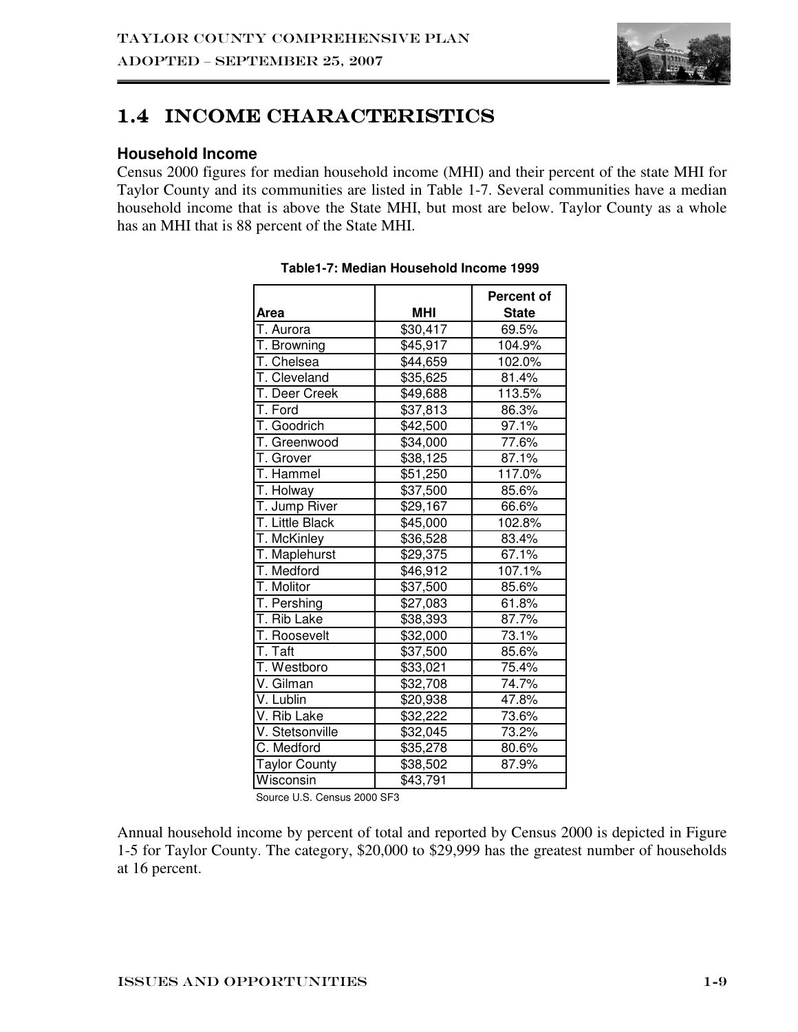## 1.4 INCOME CHARACTERISTICS

### Household Income

Census 2000 figures for median household income (MHI) and their percent of the state MHI for Taylor County and its communities are listed in Table 1-7. Several communities have a median household income that is above the State MHI, but most are below. Taylor County as a whole has an MHI that is 88 percent of the State MHI.

**Table1-7: Median Household Income 1999**

| Area | MHI | Percent of State |
|---|---|---|
| T. Aurora | $30,417 | 69.5% |
| T. Browning | $45,917 | 104.9% |
| T. Chelsea | $44,659 | 102.0% |
| T. Cleveland | $35,625 | 81.4% |
| T. Deer Creek | $49,688 | 113.5% |
| T. Ford | $37,813 | 86.3% |
| T. Goodrich | $42,500 | 97.1% |
| T. Greenwood | $34,000 | 77.6% |
| T. Grover | $38,125 | 87.1% |
| T. Hammel | $51,250 | 117.0% |
| T. Holway | $37,500 | 85.6% |
| T. Jump River | $29,167 | 66.6% |
| T. Little Black | $45,000 | 102.8% |
| T. McKinley | $36,528 | 83.4% |
| T. Maplehurst | $29,375 | 67.1% |
| T. Medford | $46,912 | 107.1% |
| T. Molitor | $37,500 | 85.6% |
| T. Pershing | $27,083 | 61.8% |
| T. Rib Lake | $38,393 | 87.7% |
| T. Roosevelt | $32,000 | 73.1% |
| T. Taft | $37,500 | 85.6% |
| T. Westboro | $33,021 | 75.4% |
| V. Gilman | $32,708 | 74.7% |
| V. Lublin | $20,938 | 47.8% |
| V. Rib Lake | $32,222 | 73.6% |
| V. Stetsonville | $32,045 | 73.2% |
| C. Medford | $35,278 | 80.6% |
| Taylor County | $38,502 | 87.9% |
| Wisconsin | $43,791 | |

Source U.S. Census 2000 SF3

Annual household income by percent of total and reported by Census 2000 is depicted in Figure 1-5 for Taylor County. The category, $20,000 to $29,999 has the greatest number of households at 16 percent.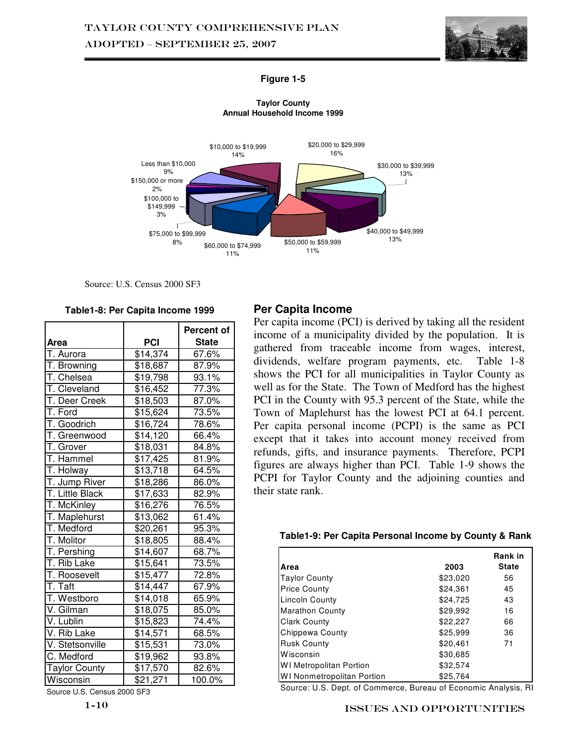**Figure 1-5**

**Taylor County**
**Annual Household Income 1999**

Less than $10,000 9%
$10,000 to $19,999 14%
$20,000 to $29,999 16%
$30,000 to $39,999 13%
$40,000 to $49,999 13%
$50,000 to $59,999 11%
$60,000 to $74,999 11%
$75,000 to $99,999 8%
$100,000 to $149,999 3%
$150,000 or more 2%

Source: U.S. Census 2000 SF3

**Table1-8: Per Capita Income 1999**

| Area | PCI | Percent of State |
|---|---|---|
| T. Aurora | $14,374 | 67.6% |
| T. Browning | $18,687 | 87.9% |
| T. Chelsea | $19,798 | 93.1% |
| T. Cleveland | $16,452 | 77.3% |
| T. Deer Creek | $18,503 | 87.0% |
| T. Ford | $15,624 | 73.5% |
| T. Goodrich | $16,724 | 78.6% |
| T. Greenwood | $14,120 | 66.4% |
| T. Grover | $18,031 | 84.8% |
| T. Hammel | $17,425 | 81.9% |
| T. Holway | $13,718 | 64.5% |
| T. Jump River | $18,286 | 86.0% |
| T. Little Black | $17,633 | 82.9% |
| T. McKinley | $16,276 | 76.5% |
| T. Maplehurst | $13,062 | 61.4% |
| T. Medford | $20,261 | 95.3% |
| T. Molitor | $18,805 | 88.4% |
| T. Pershing | $14,607 | 68.7% |
| T. Rib Lake | $15,641 | 73.5% |
| T. Roosevelt | $15,477 | 72.8% |
| T. Taft | $14,447 | 67.9% |
| T. Westboro | $14,018 | 65.9% |
| V. Gilman | $18,075 | 85.0% |
| V. Lublin | $15,823 | 74.4% |
| V. Rib Lake | $14,571 | 68.5% |
| V. Stetsonville | $15,531 | 73.0% |
| C. Medford | $19,962 | 93.8% |
| Taylor County | $17,570 | 82.6% |
| Wisconsin | $21,271 | 100.0% |

Source U.S. Census 2000 SF3

## Per Capita Income

Per capita income (PCI) is derived by taking all the resident income of a municipality divided by the population. It is gathered from traceable income from wages, interest, dividends, welfare program payments, etc. Table 1-8 shows the PCI for all municipalities in Taylor County as well as for the State. The Town of Medford has the highest PCI in the County with 95.3 percent of the State, while the Town of Maplehurst has the lowest PCI at 64.1 percent. Per capita personal income (PCPI) is the same as PCI except that it takes into account money received from refunds, gifts, and insurance payments. Therefore, PCPI figures are always higher than PCI. Table 1-9 shows the PCPI for Taylor County and the adjoining counties and their state rank.

**Table1-9: Per Capita Personal Income by County & Rank**

| Area | 2003 | Rank in State |
|---|---|---|
| Taylor County | $23,020 | 56 |
| Price County | $24,361 | 45 |
| Lincoln County | $24,725 | 43 |
| Marathon County | $29,992 | 16 |
| Clark County | $22,227 | 66 |
| Chippewa County | $25,999 | 36 |
| Rusk County | $20,461 | 71 |
| Wisconsin | $30,685 | |
| WI Metropolitan Portion | $32,574 | |
| WI Nonmetropolitan Portion | $25,764 | |

Source: U.S. Dept. of Commerce, Bureau of Economic Analysis, RI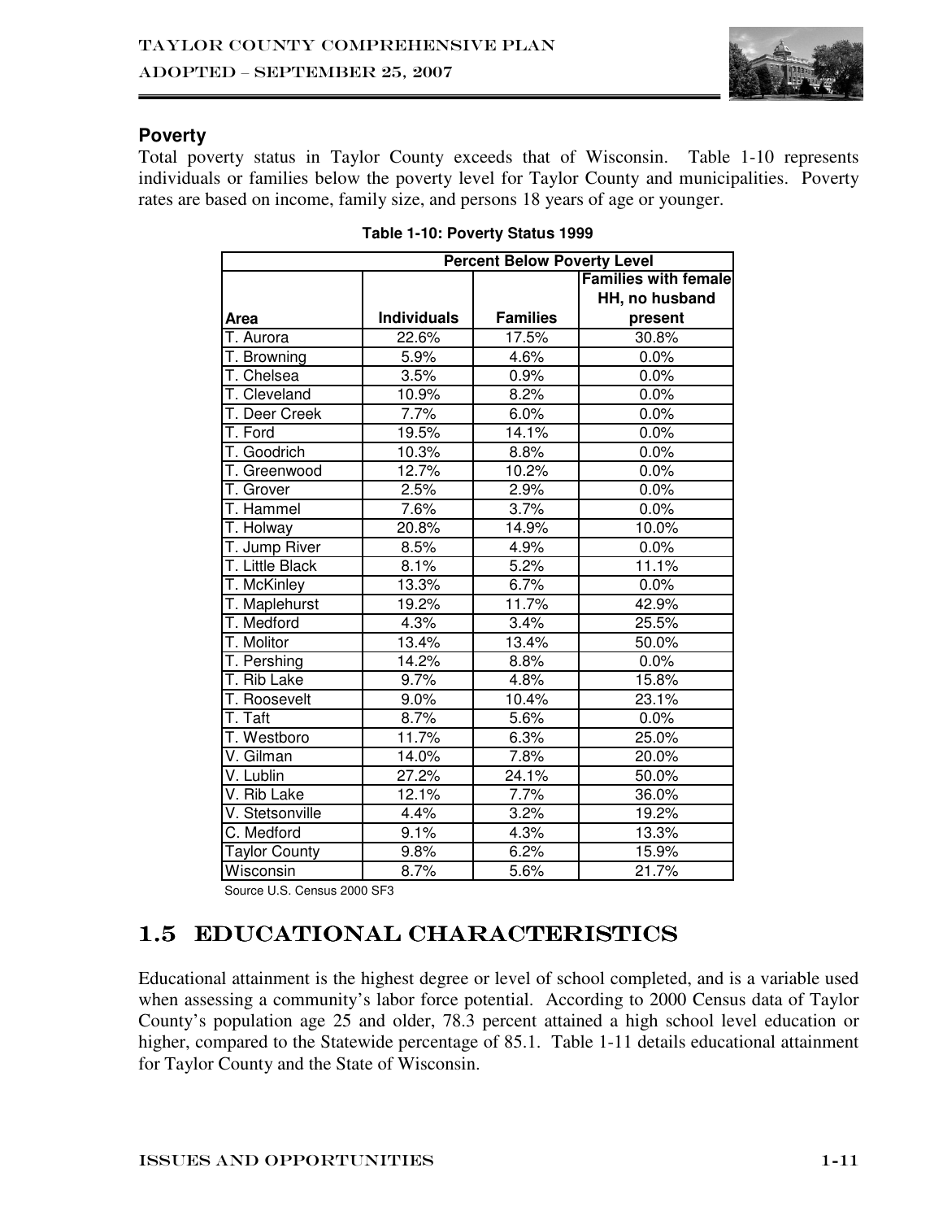### Poverty

Total poverty status in Taylor County exceeds that of Wisconsin. Table 1-10 represents individuals or families below the poverty level for Taylor County and municipalities. Poverty rates are based on income, family size, and persons 18 years of age or younger.

**Table 1-10: Poverty Status 1999**

| | Percent Below Poverty Level | | |
|---|---|---|---|
| Area | Individuals | Families | Families with female HH, no husband present |
| T. Aurora | 22.6% | 17.5% | 30.8% |
| T. Browning | 5.9% | 4.6% | 0.0% |
| T. Chelsea | 3.5% | 0.9% | 0.0% |
| T. Cleveland | 10.9% | 8.2% | 0.0% |
| T. Deer Creek | 7.7% | 6.0% | 0.0% |
| T. Ford | 19.5% | 14.1% | 0.0% |
| T. Goodrich | 10.3% | 8.8% | 0.0% |
| T. Greenwood | 12.7% | 10.2% | 0.0% |
| T. Grover | 2.5% | 2.9% | 0.0% |
| T. Hammel | 7.6% | 3.7% | 0.0% |
| T. Holway | 20.8% | 14.9% | 10.0% |
| T. Jump River | 8.5% | 4.9% | 0.0% |
| T. Little Black | 8.1% | 5.2% | 11.1% |
| T. McKinley | 13.3% | 6.7% | 0.0% |
| T. Maplehurst | 19.2% | 11.7% | 42.9% |
| T. Medford | 4.3% | 3.4% | 25.5% |
| T. Molitor | 13.4% | 13.4% | 50.0% |
| T. Pershing | 14.2% | 8.8% | 0.0% |
| T. Rib Lake | 9.7% | 4.8% | 15.8% |
| T. Roosevelt | 9.0% | 10.4% | 23.1% |
| T. Taft | 8.7% | 5.6% | 0.0% |
| T. Westboro | 11.7% | 6.3% | 25.0% |
| V. Gilman | 14.0% | 7.8% | 20.0% |
| V. Lublin | 27.2% | 24.1% | 50.0% |
| V. Rib Lake | 12.1% | 7.7% | 36.0% |
| V. Stetsonville | 4.4% | 3.2% | 19.2% |
| C. Medford | 9.1% | 4.3% | 13.3% |
| Taylor County | 9.8% | 6.2% | 15.9% |
| Wisconsin | 8.7% | 5.6% | 21.7% |

Source U.S. Census 2000 SF3

## 1.5 EDUCATIONAL CHARACTERISTICS

Educational attainment is the highest degree or level of school completed, and is a variable used when assessing a community's labor force potential. According to 2000 Census data of Taylor County's population age 25 and older, 78.3 percent attained a high school level education or higher, compared to the Statewide percentage of 85.1. Table 1-11 details educational attainment for Taylor County and the State of Wisconsin.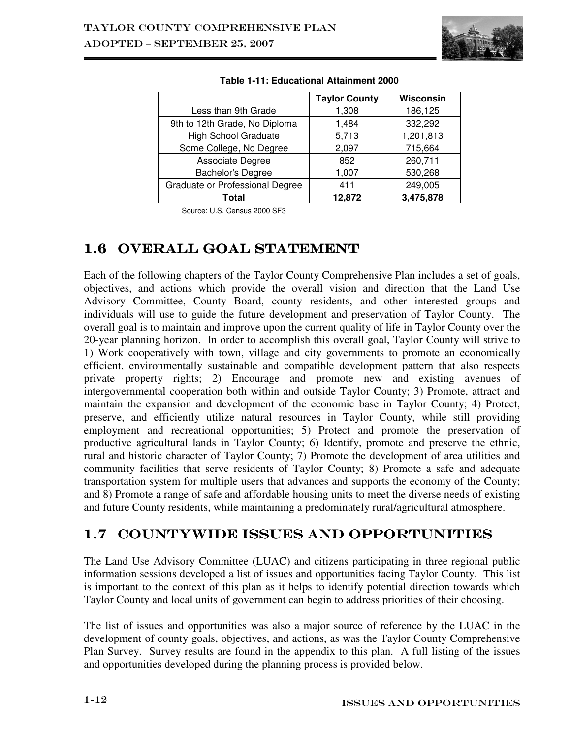**Table 1-11: Educational Attainment 2000**

| | Taylor County | Wisconsin |
|---|---|---|
| Less than 9th Grade | 1,308 | 186,125 |
| 9th to 12th Grade, No Diploma | 1,484 | 332,292 |
| High School Graduate | 5,713 | 1,201,813 |
| Some College, No Degree | 2,097 | 715,664 |
| Associate Degree | 852 | 260,711 |
| Bachelor's Degree | 1,007 | 530,268 |
| Graduate or Professional Degree | 411 | 249,005 |
| **Total** | **12,872** | **3,475,878** |

Source: U.S. Census 2000 SF3

## 1.6 OVERALL GOAL STATEMENT

Each of the following chapters of the Taylor County Comprehensive Plan includes a set of goals, objectives, and actions which provide the overall vision and direction that the Land Use Advisory Committee, County Board, county residents, and other interested groups and individuals will use to guide the future development and preservation of Taylor County. The overall goal is to maintain and improve upon the current quality of life in Taylor County over the 20-year planning horizon. In order to accomplish this overall goal, Taylor County will strive to 1) Work cooperatively with town, village and city governments to promote an economically efficient, environmentally sustainable and compatible development pattern that also respects private property rights; 2) Encourage and promote new and existing avenues of intergovernmental cooperation both within and outside Taylor County; 3) Promote, attract and maintain the expansion and development of the economic base in Taylor County; 4) Protect, preserve, and efficiently utilize natural resources in Taylor County, while still providing employment and recreational opportunities; 5) Protect and promote the preservation of productive agricultural lands in Taylor County; 6) Identify, promote and preserve the ethnic, rural and historic character of Taylor County; 7) Promote the development of area utilities and community facilities that serve residents of Taylor County; 8) Promote a safe and adequate transportation system for multiple users that advances and supports the economy of the County; and 8) Promote a range of safe and affordable housing units to meet the diverse needs of existing and future County residents, while maintaining a predominately rural/agricultural atmosphere.

## 1.7 COUNTYWIDE ISSUES AND OPPORTUNITIES

The Land Use Advisory Committee (LUAC) and citizens participating in three regional public information sessions developed a list of issues and opportunities facing Taylor County. This list is important to the context of this plan as it helps to identify potential direction towards which Taylor County and local units of government can begin to address priorities of their choosing.

The list of issues and opportunities was also a major source of reference by the LUAC in the development of county goals, objectives, and actions, as was the Taylor County Comprehensive Plan Survey. Survey results are found in the appendix to this plan. A full listing of the issues and opportunities developed during the planning process is provided below.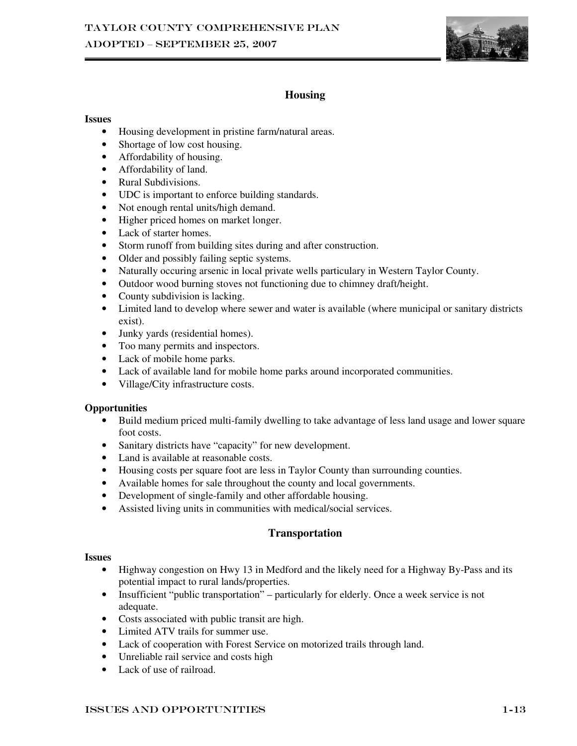## Housing

**Issues**

- Housing development in pristine farm/natural areas.
- Shortage of low cost housing.
- Affordability of housing.
- Affordability of land.
- Rural Subdivisions.
- UDC is important to enforce building standards.
- Not enough rental units/high demand.
- Higher priced homes on market longer.
- Lack of starter homes.
- Storm runoff from building sites during and after construction.
- Older and possibly failing septic systems.
- Naturally occuring arsenic in local private wells particulary in Western Taylor County.
- Outdoor wood burning stoves not functioning due to chimney draft/height.
- County subdivision is lacking.
- Limited land to develop where sewer and water is available (where municipal or sanitary districts exist).
- Junky yards (residential homes).
- Too many permits and inspectors.
- Lack of mobile home parks.
- Lack of available land for mobile home parks around incorporated communities.
- Village/City infrastructure costs.

**Opportunities**

- Build medium priced multi-family dwelling to take advantage of less land usage and lower square foot costs.
- Sanitary districts have "capacity" for new development.
- Land is available at reasonable costs.
- Housing costs per square foot are less in Taylor County than surrounding counties.
- Available homes for sale throughout the county and local governments.
- Development of single-family and other affordable housing.
- Assisted living units in communities with medical/social services.

## Transportation

**Issues**

- Highway congestion on Hwy 13 in Medford and the likely need for a Highway By-Pass and its potential impact to rural lands/properties.
- Insufficient "public transportation" – particularly for elderly. Once a week service is not adequate.
- Costs associated with public transit are high.
- Limited ATV trails for summer use.
- Lack of cooperation with Forest Service on motorized trails through land.
- Unreliable rail service and costs high
- Lack of use of railroad.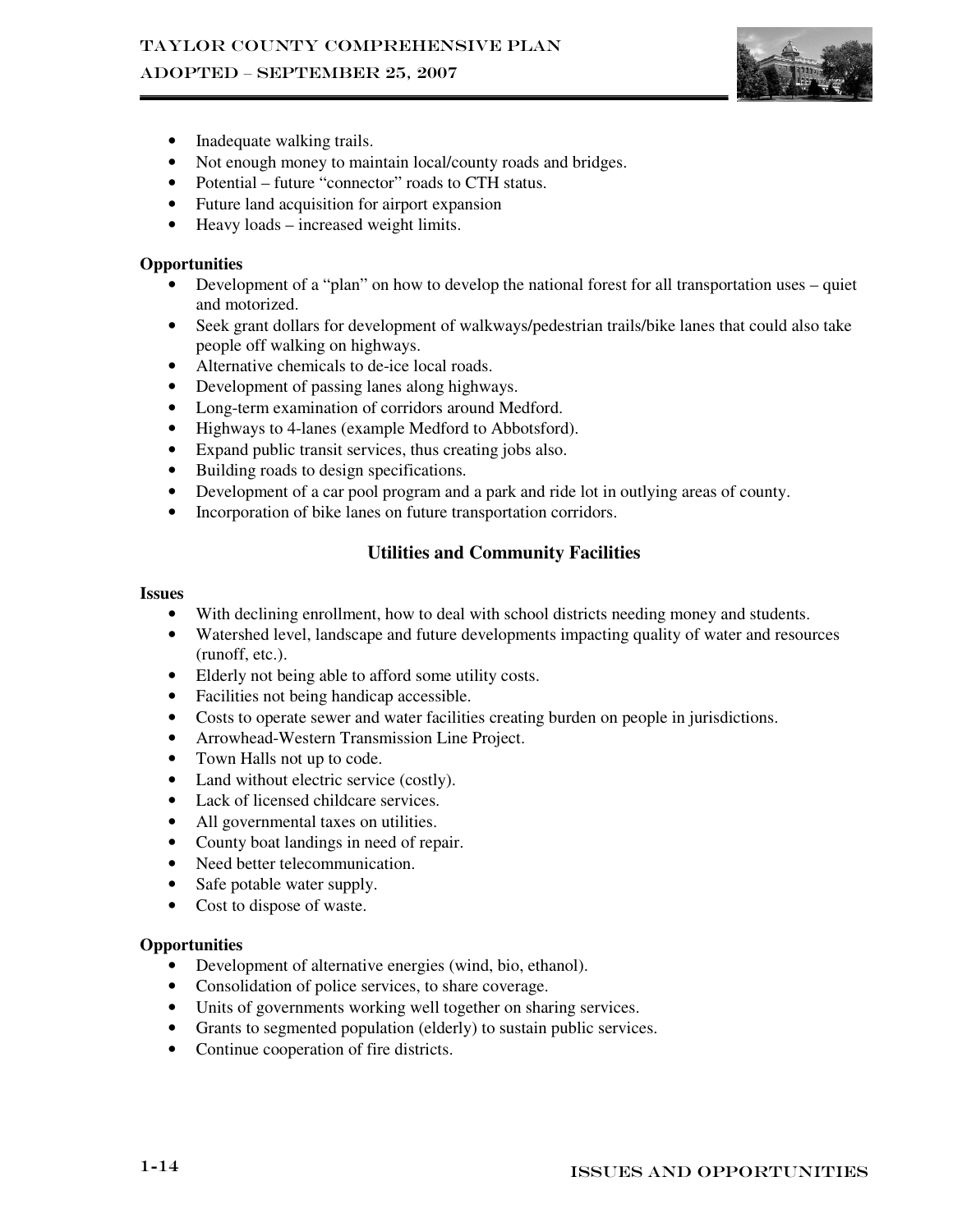- Inadequate walking trails.
- Not enough money to maintain local/county roads and bridges.
- Potential – future "connector" roads to CTH status.
- Future land acquisition for airport expansion
- Heavy loads – increased weight limits.

**Opportunities**

- Development of a "plan" on how to develop the national forest for all transportation uses – quiet and motorized.
- Seek grant dollars for development of walkways/pedestrian trails/bike lanes that could also take people off walking on highways.
- Alternative chemicals to de-ice local roads.
- Development of passing lanes along highways.
- Long-term examination of corridors around Medford.
- Highways to 4-lanes (example Medford to Abbotsford).
- Expand public transit services, thus creating jobs also.
- Building roads to design specifications.
- Development of a car pool program and a park and ride lot in outlying areas of county.
- Incorporation of bike lanes on future transportation corridors.

## Utilities and Community Facilities

**Issues**

- With declining enrollment, how to deal with school districts needing money and students.
- Watershed level, landscape and future developments impacting quality of water and resources (runoff, etc.).
- Elderly not being able to afford some utility costs.
- Facilities not being handicap accessible.
- Costs to operate sewer and water facilities creating burden on people in jurisdictions.
- Arrowhead-Western Transmission Line Project.
- Town Halls not up to code.
- Land without electric service (costly).
- Lack of licensed childcare services.
- All governmental taxes on utilities.
- County boat landings in need of repair.
- Need better telecommunication.
- Safe potable water supply.
- Cost to dispose of waste.

**Opportunities**

- Development of alternative energies (wind, bio, ethanol).
- Consolidation of police services, to share coverage.
- Units of governments working well together on sharing services.
- Grants to segmented population (elderly) to sustain public services.
- Continue cooperation of fire districts.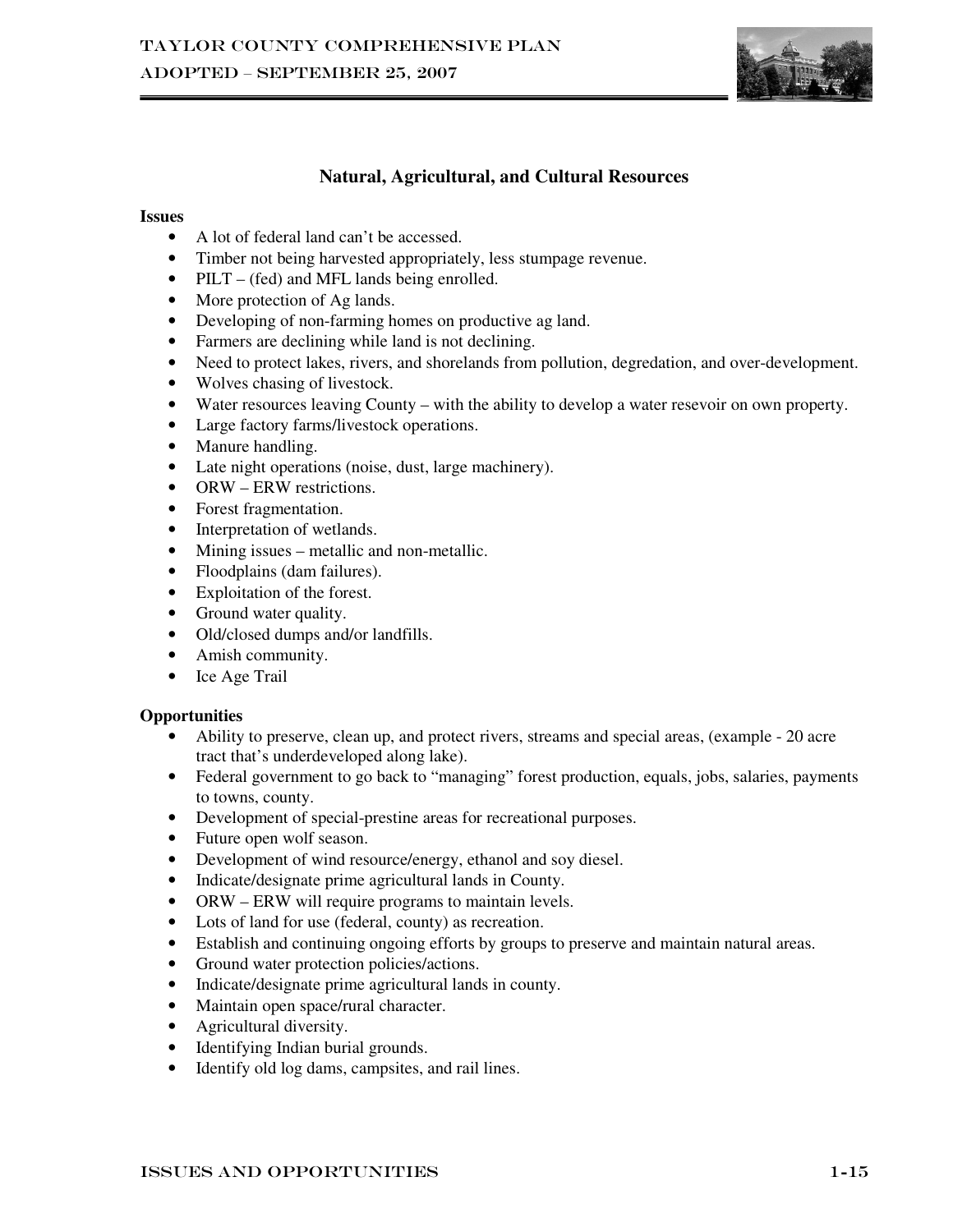## Natural, Agricultural, and Cultural Resources

**Issues**

- A lot of federal land can't be accessed.
- Timber not being harvested appropriately, less stumpage revenue.
- PILT – (fed) and MFL lands being enrolled.
- More protection of Ag lands.
- Developing of non-farming homes on productive ag land.
- Farmers are declining while land is not declining.
- Need to protect lakes, rivers, and shorelands from pollution, degredation, and over-development.
- Wolves chasing of livestock.
- Water resources leaving County – with the ability to develop a water resevoir on own property.
- Large factory farms/livestock operations.
- Manure handling.
- Late night operations (noise, dust, large machinery).
- ORW – ERW restrictions.
- Forest fragmentation.
- Interpretation of wetlands.
- Mining issues – metallic and non-metallic.
- Floodplains (dam failures).
- Exploitation of the forest.
- Ground water quality.
- Old/closed dumps and/or landfills.
- Amish community.
- Ice Age Trail

**Opportunities**

- Ability to preserve, clean up, and protect rivers, streams and special areas, (example - 20 acre tract that's underdeveloped along lake).
- Federal government to go back to "managing" forest production, equals, jobs, salaries, payments to towns, county.
- Development of special-prestine areas for recreational purposes.
- Future open wolf season.
- Development of wind resource/energy, ethanol and soy diesel.
- Indicate/designate prime agricultural lands in County.
- ORW – ERW will require programs to maintain levels.
- Lots of land for use (federal, county) as recreation.
- Establish and continuing ongoing efforts by groups to preserve and maintain natural areas.
- Ground water protection policies/actions.
- Indicate/designate prime agricultural lands in county.
- Maintain open space/rural character.
- Agricultural diversity.
- Identifying Indian burial grounds.
- Identify old log dams, campsites, and rail lines.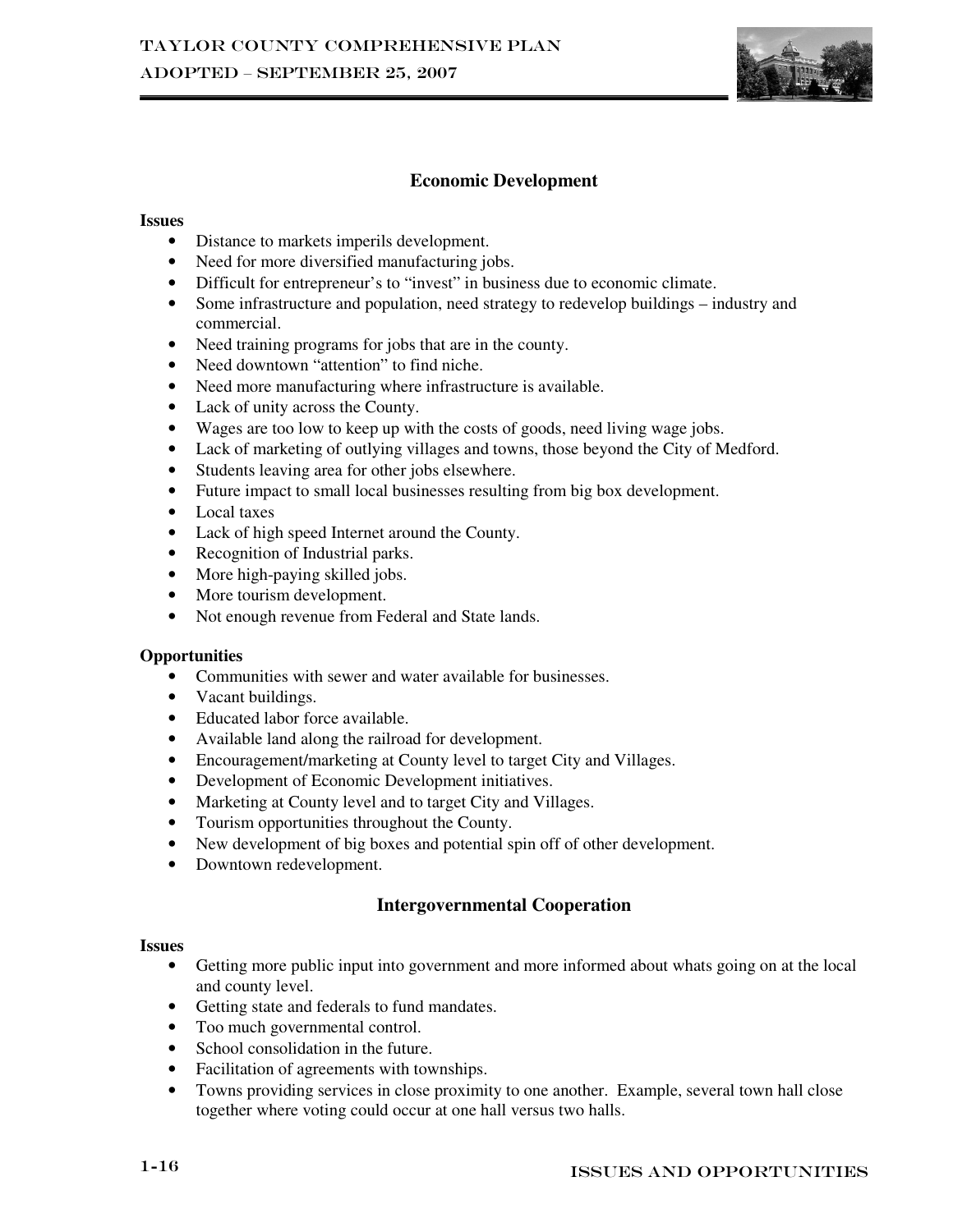## Economic Development

**Issues**

- Distance to markets imperils development.
- Need for more diversified manufacturing jobs.
- Difficult for entrepreneur's to "invest" in business due to economic climate.
- Some infrastructure and population, need strategy to redevelop buildings – industry and commercial.
- Need training programs for jobs that are in the county.
- Need downtown "attention" to find niche.
- Need more manufacturing where infrastructure is available.
- Lack of unity across the County.
- Wages are too low to keep up with the costs of goods, need living wage jobs.
- Lack of marketing of outlying villages and towns, those beyond the City of Medford.
- Students leaving area for other jobs elsewhere.
- Future impact to small local businesses resulting from big box development.
- Local taxes
- Lack of high speed Internet around the County.
- Recognition of Industrial parks.
- More high-paying skilled jobs.
- More tourism development.
- Not enough revenue from Federal and State lands.

**Opportunities**

- Communities with sewer and water available for businesses.
- Vacant buildings.
- Educated labor force available.
- Available land along the railroad for development.
- Encouragement/marketing at County level to target City and Villages.
- Development of Economic Development initiatives.
- Marketing at County level and to target City and Villages.
- Tourism opportunities throughout the County.
- New development of big boxes and potential spin off of other development.
- Downtown redevelopment.

## Intergovernmental Cooperation

**Issues**

- Getting more public input into government and more informed about whats going on at the local and county level.
- Getting state and federals to fund mandates.
- Too much governmental control.
- School consolidation in the future.
- Facilitation of agreements with townships.
- Towns providing services in close proximity to one another. Example, several town hall close together where voting could occur at one hall versus two halls.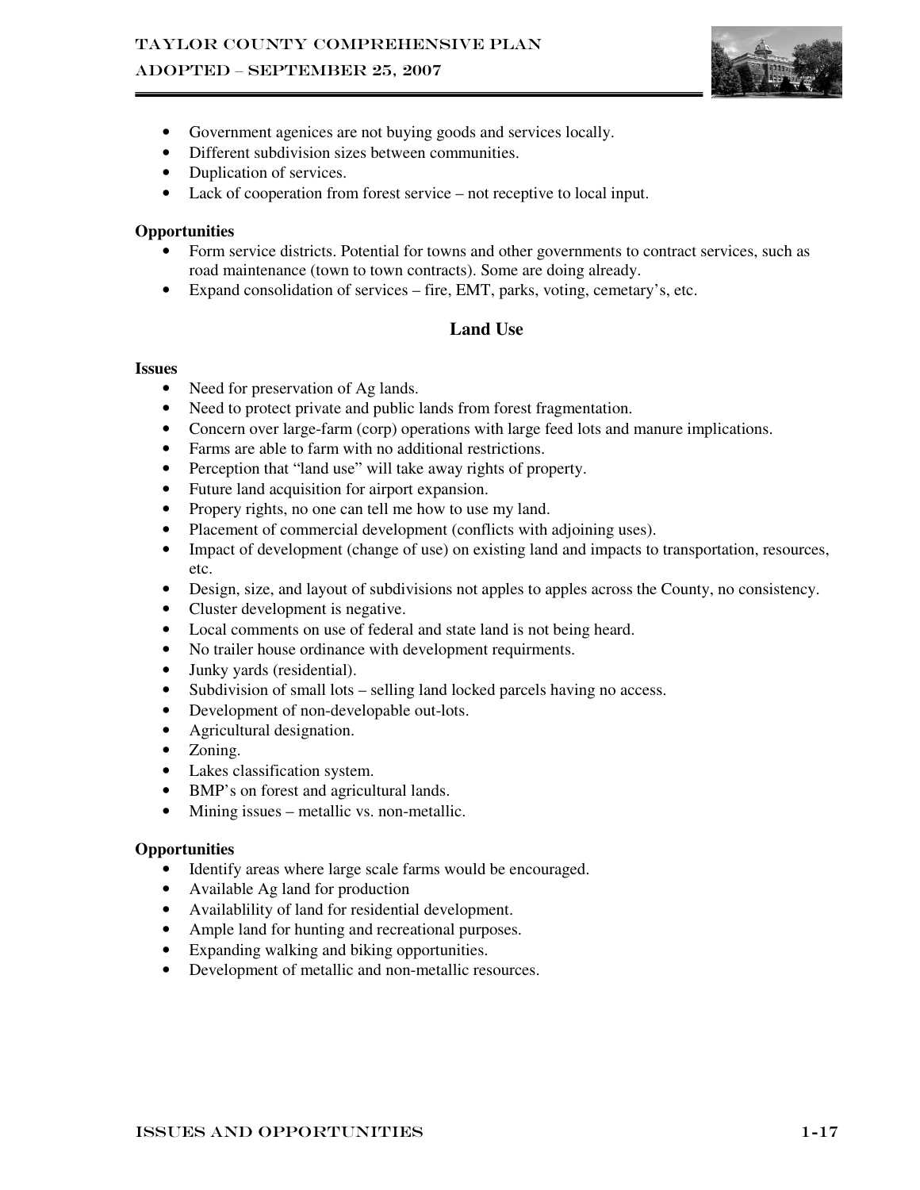- Government agenices are not buying goods and services locally.
- Different subdivision sizes between communities.
- Duplication of services.
- Lack of cooperation from forest service – not receptive to local input.

**Opportunities**

- Form service districts. Potential for towns and other governments to contract services, such as road maintenance (town to town contracts). Some are doing already.
- Expand consolidation of services – fire, EMT, parks, voting, cemetary's, etc.

## Land Use

**Issues**

- Need for preservation of Ag lands.
- Need to protect private and public lands from forest fragmentation.
- Concern over large-farm (corp) operations with large feed lots and manure implications.
- Farms are able to farm with no additional restrictions.
- Perception that "land use" will take away rights of property.
- Future land acquisition for airport expansion.
- Propery rights, no one can tell me how to use my land.
- Placement of commercial development (conflicts with adjoining uses).
- Impact of development (change of use) on existing land and impacts to transportation, resources, etc.
- Design, size, and layout of subdivisions not apples to apples across the County, no consistency.
- Cluster development is negative.
- Local comments on use of federal and state land is not being heard.
- No trailer house ordinance with development requirments.
- Junky yards (residential).
- Subdivision of small lots – selling land locked parcels having no access.
- Development of non-developable out-lots.
- Agricultural designation.
- Zoning.
- Lakes classification system.
- BMP's on forest and agricultural lands.
- Mining issues – metallic vs. non-metallic.

**Opportunities**

- Identify areas where large scale farms would be encouraged.
- Available Ag land for production
- Availablility of land for residential development.
- Ample land for hunting and recreational purposes.
- Expanding walking and biking opportunities.
- Development of metallic and non-metallic resources.